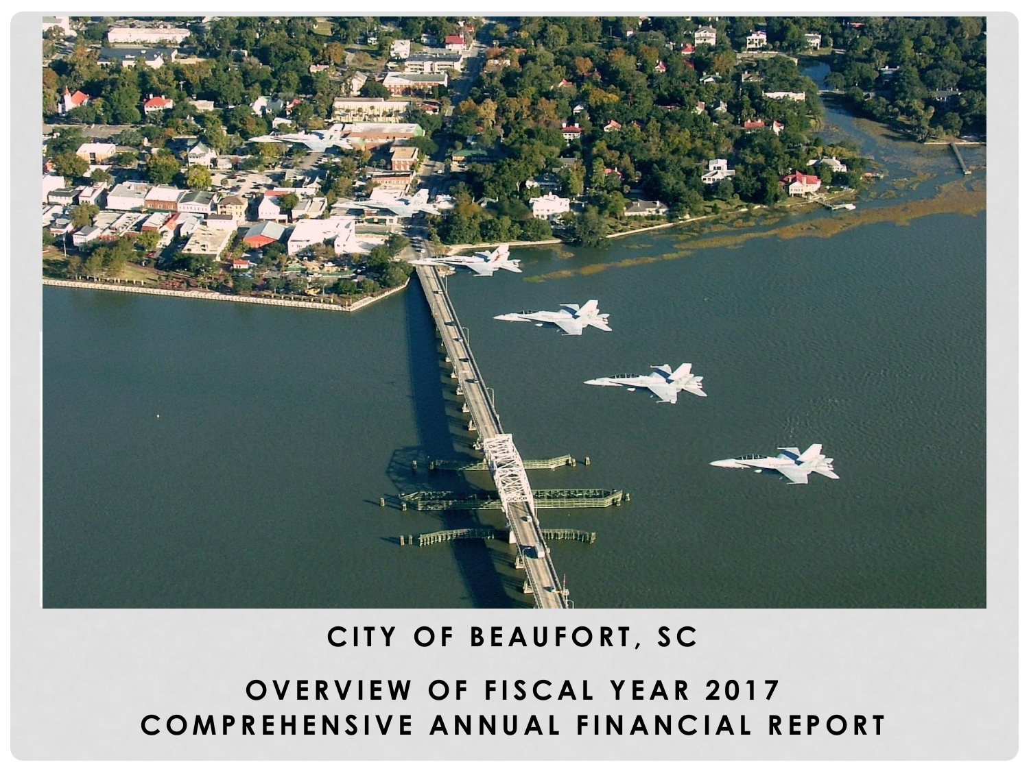# CITY OF BEAUFORT, SC

## OVERVIEW OF FISCAL YEAR 2017 COMPREHENSIVE ANNUAL FINANCIAL REPORT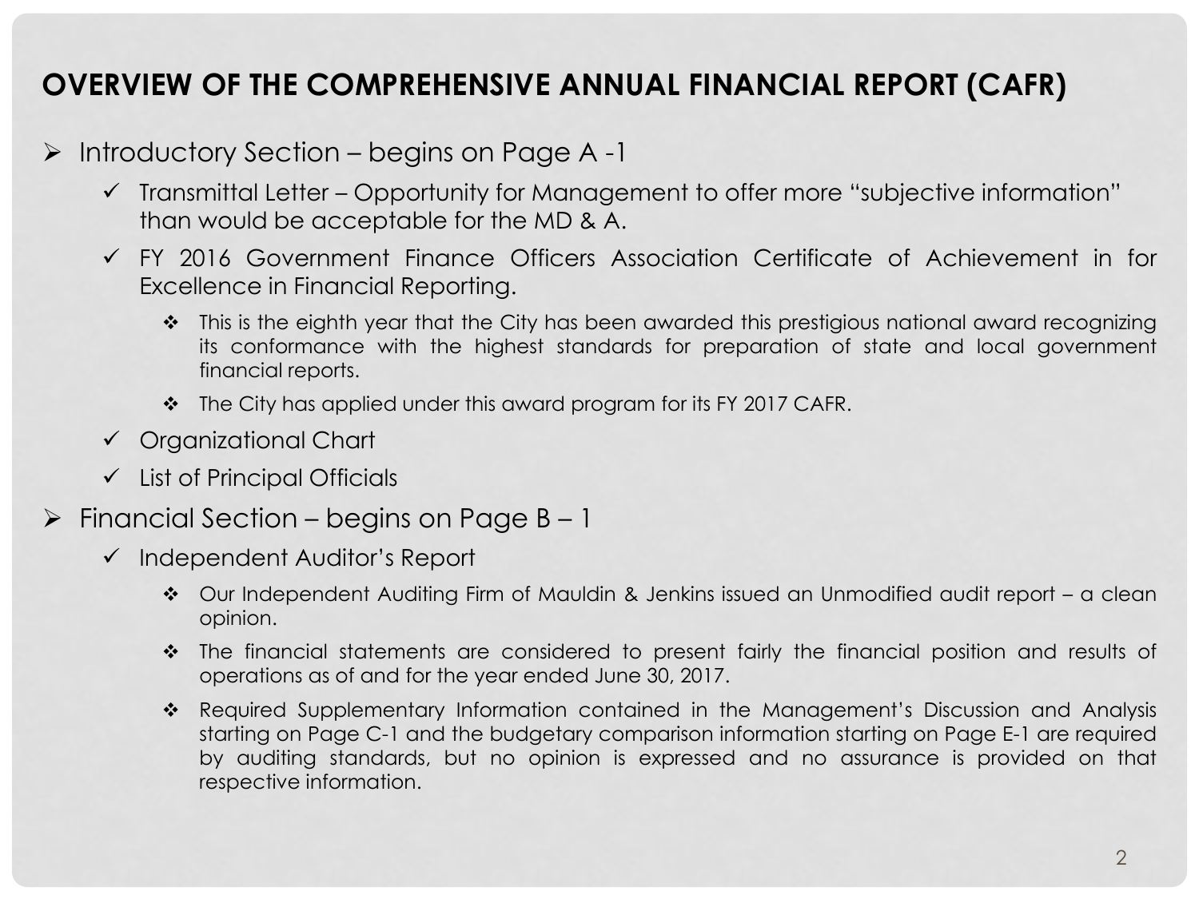# OVERVIEW OF THE COMPREHENSIVE ANNUAL FINANCIAL REPORT (CAFR)

- Introductory Section – begins on Page A -1
  - Transmittal Letter – Opportunity for Management to offer more "subjective information" than would be acceptable for the MD & A.
  - FY 2016 Government Finance Officers Association Certificate of Achievement in for Excellence in Financial Reporting.
    - This is the eighth year that the City has been awarded this prestigious national award recognizing its conformance with the highest standards for preparation of state and local government financial reports.
    - The City has applied under this award program for its FY 2017 CAFR.
  - Organizational Chart
  - List of Principal Officials
- Financial Section – begins on Page B – 1
  - Independent Auditor's Report
    - Our Independent Auditing Firm of Mauldin & Jenkins issued an Unmodified audit report – a clean opinion.
    - The financial statements are considered to present fairly the financial position and results of operations as of and for the year ended June 30, 2017.
    - Required Supplementary Information contained in the Management's Discussion and Analysis starting on Page C-1 and the budgetary comparison information starting on Page E-1 are required by auditing standards, but no opinion is expressed and no assurance is provided on that respective information.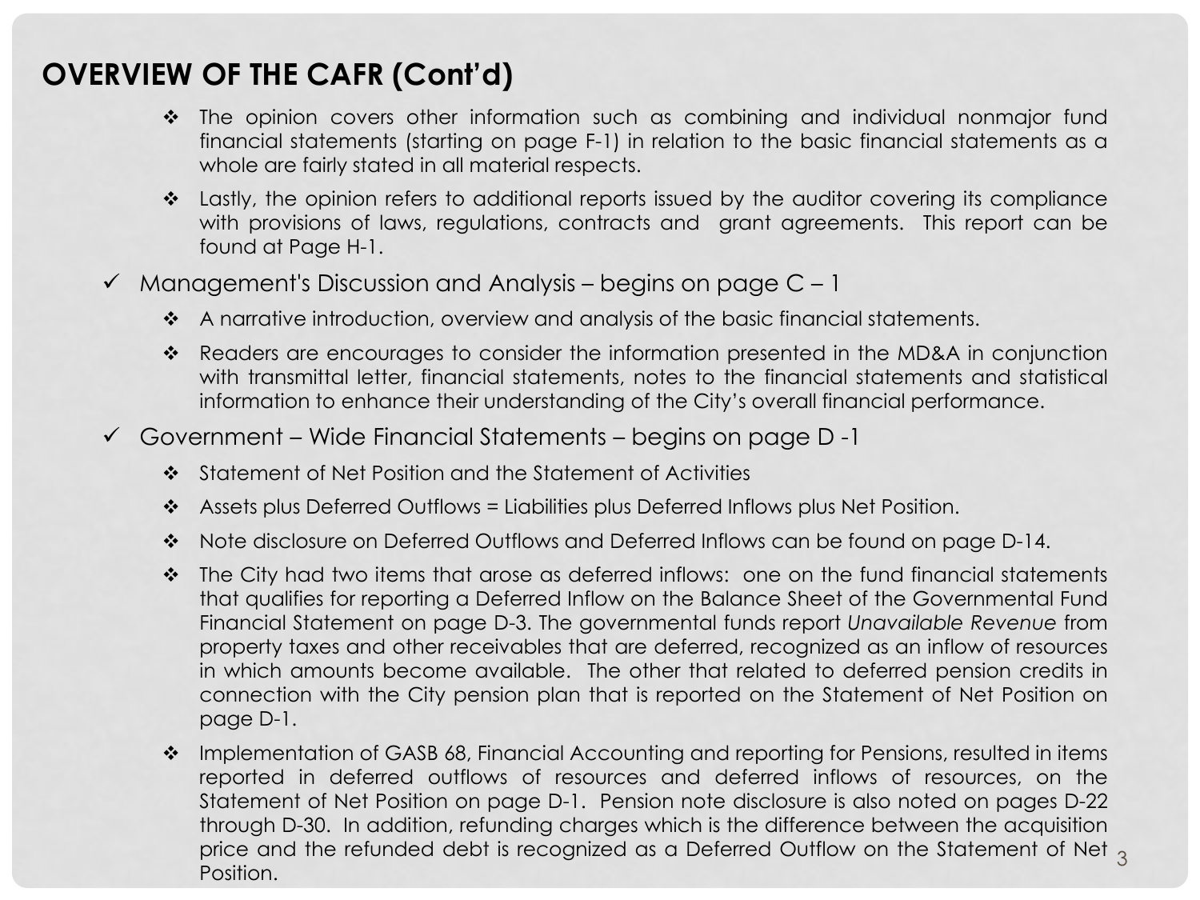# OVERVIEW OF THE CAFR (Cont'd)

  - The opinion covers other information such as combining and individual nonmajor fund financial statements (starting on page F-1) in relation to the basic financial statements as a whole are fairly stated in all material respects.
  - Lastly, the opinion refers to additional reports issued by the auditor covering its compliance with provisions of laws, regulations, contracts and grant agreements. This report can be found at Page H-1.

- ✓ Management's Discussion and Analysis – begins on page C – 1
  - A narrative introduction, overview and analysis of the basic financial statements.
  - Readers are encourages to consider the information presented in the MD&A in conjunction with transmittal letter, financial statements, notes to the financial statements and statistical information to enhance their understanding of the City's overall financial performance.

- ✓ Government – Wide Financial Statements – begins on page D -1
  - Statement of Net Position and the Statement of Activities
  - Assets plus Deferred Outflows = Liabilities plus Deferred Inflows plus Net Position.
  - Note disclosure on Deferred Outflows and Deferred Inflows can be found on page D-14.
  - The City had two items that arose as deferred inflows: one on the fund financial statements that qualifies for reporting a Deferred Inflow on the Balance Sheet of the Governmental Fund Financial Statement on page D-3. The governmental funds report *Unavailable Revenue* from property taxes and other receivables that are deferred, recognized as an inflow of resources in which amounts become available. The other that related to deferred pension credits in connection with the City pension plan that is reported on the Statement of Net Position on page D-1.
  - Implementation of GASB 68, Financial Accounting and reporting for Pensions, resulted in items reported in deferred outflows of resources and deferred inflows of resources, on the Statement of Net Position on page D-1. Pension note disclosure is also noted on pages D-22 through D-30. In addition, refunding charges which is the difference between the acquisition price and the refunded debt is recognized as a Deferred Outflow on the Statement of Net Position.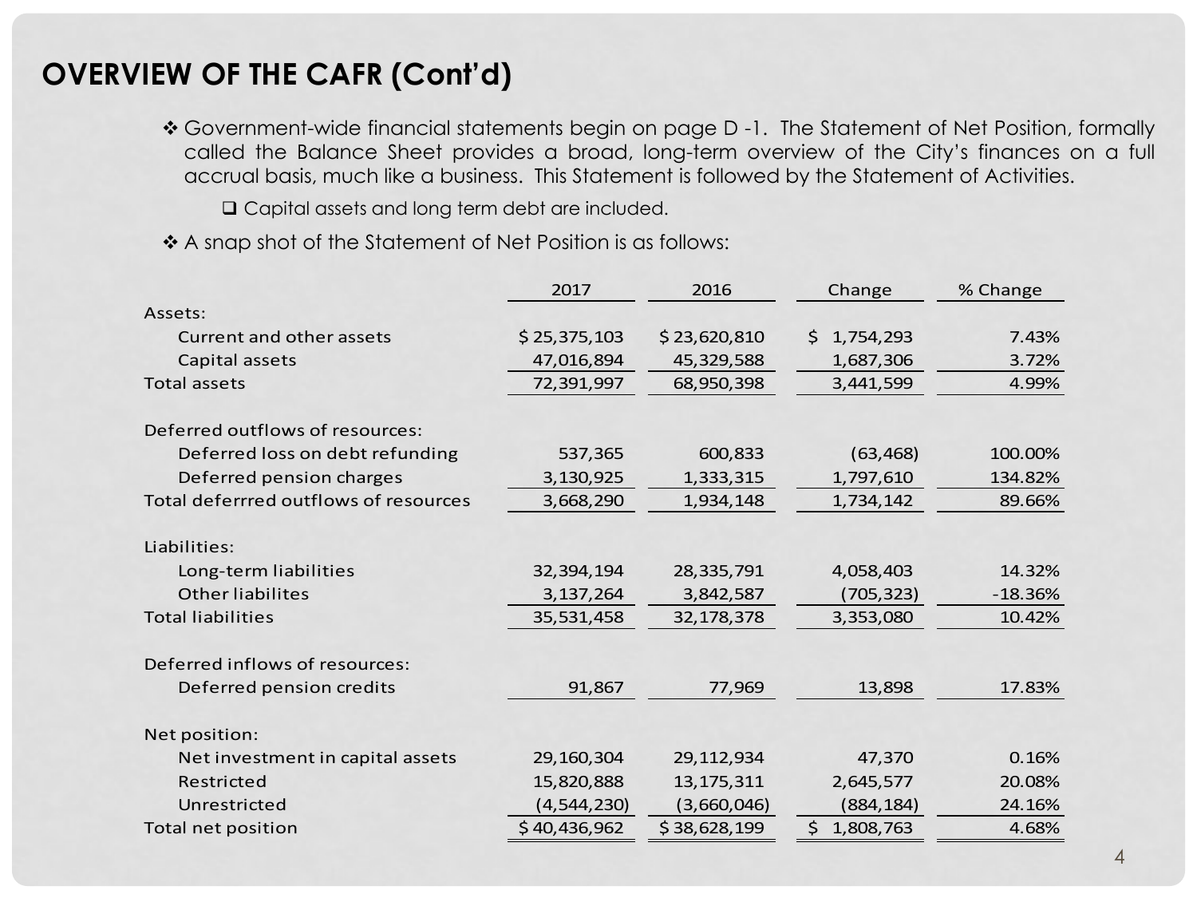# OVERVIEW OF THE CAFR (Cont'd)

- Government-wide financial statements begin on page D -1. The Statement of Net Position, formally called the Balance Sheet provides a broad, long-term overview of the City's finances on a full accrual basis, much like a business. This Statement is followed by the Statement of Activities.
  - Capital assets and long term debt are included.
- A snap shot of the Statement of Net Position is as follows:

| | 2017 | 2016 | Change | % Change |
|---|---|---|---|---|
| Assets: | | | | |
| Current and other assets | $ 25,375,103 | $ 23,620,810 | $ 1,754,293 | 7.43% |
| Capital assets | 47,016,894 | 45,329,588 | 1,687,306 | 3.72% |
| Total assets | 72,391,997 | 68,950,398 | 3,441,599 | 4.99% |
| | | | | |
| Deferred outflows of resources: | | | | |
| Deferred loss on debt refunding | 537,365 | 600,833 | (63,468) | 100.00% |
| Deferred pension charges | 3,130,925 | 1,333,315 | 1,797,610 | 134.82% |
| Total deferrred outflows of resources | 3,668,290 | 1,934,148 | 1,734,142 | 89.66% |
| | | | | |
| Liabilities: | | | | |
| Long-term liabilities | 32,394,194 | 28,335,791 | 4,058,403 | 14.32% |
| Other liabilites | 3,137,264 | 3,842,587 | (705,323) | -18.36% |
| Total liabilities | 35,531,458 | 32,178,378 | 3,353,080 | 10.42% |
| | | | | |
| Deferred inflows of resources: | | | | |
| Deferred pension credits | 91,867 | 77,969 | 13,898 | 17.83% |
| | | | | |
| Net position: | | | | |
| Net investment in capital assets | 29,160,304 | 29,112,934 | 47,370 | 0.16% |
| Restricted | 15,820,888 | 13,175,311 | 2,645,577 | 20.08% |
| Unrestricted | (4,544,230) | (3,660,046) | (884,184) | 24.16% |
| Total net position | $ 40,436,962 | $ 38,628,199 | $ 1,808,763 | 4.68% |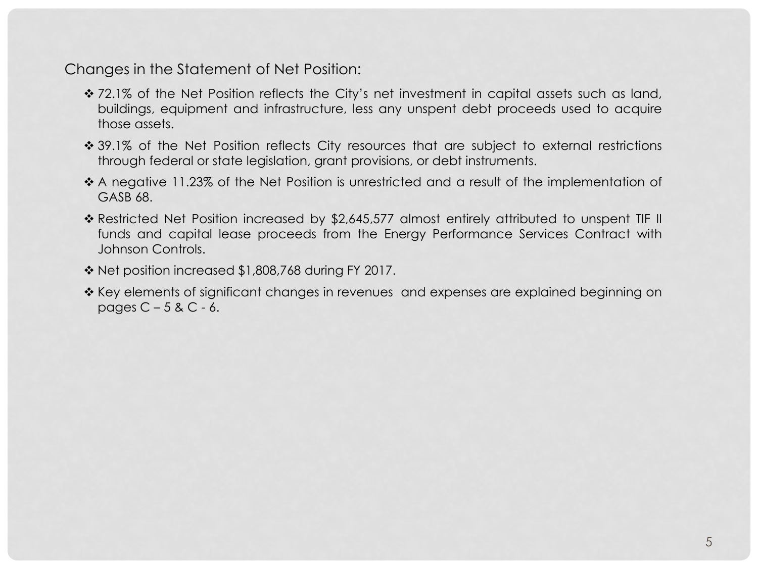Changes in the Statement of Net Position:

- 72.1% of the Net Position reflects the City's net investment in capital assets such as land, buildings, equipment and infrastructure, less any unspent debt proceeds used to acquire those assets.
- 39.1% of the Net Position reflects City resources that are subject to external restrictions through federal or state legislation, grant provisions, or debt instruments.
- A negative 11.23% of the Net Position is unrestricted and a result of the implementation of GASB 68.
- Restricted Net Position increased by $2,645,577 almost entirely attributed to unspent TIF II funds and capital lease proceeds from the Energy Performance Services Contract with Johnson Controls.
- Net position increased $1,808,768 during FY 2017.
- Key elements of significant changes in revenues and expenses are explained beginning on pages C – 5 & C - 6.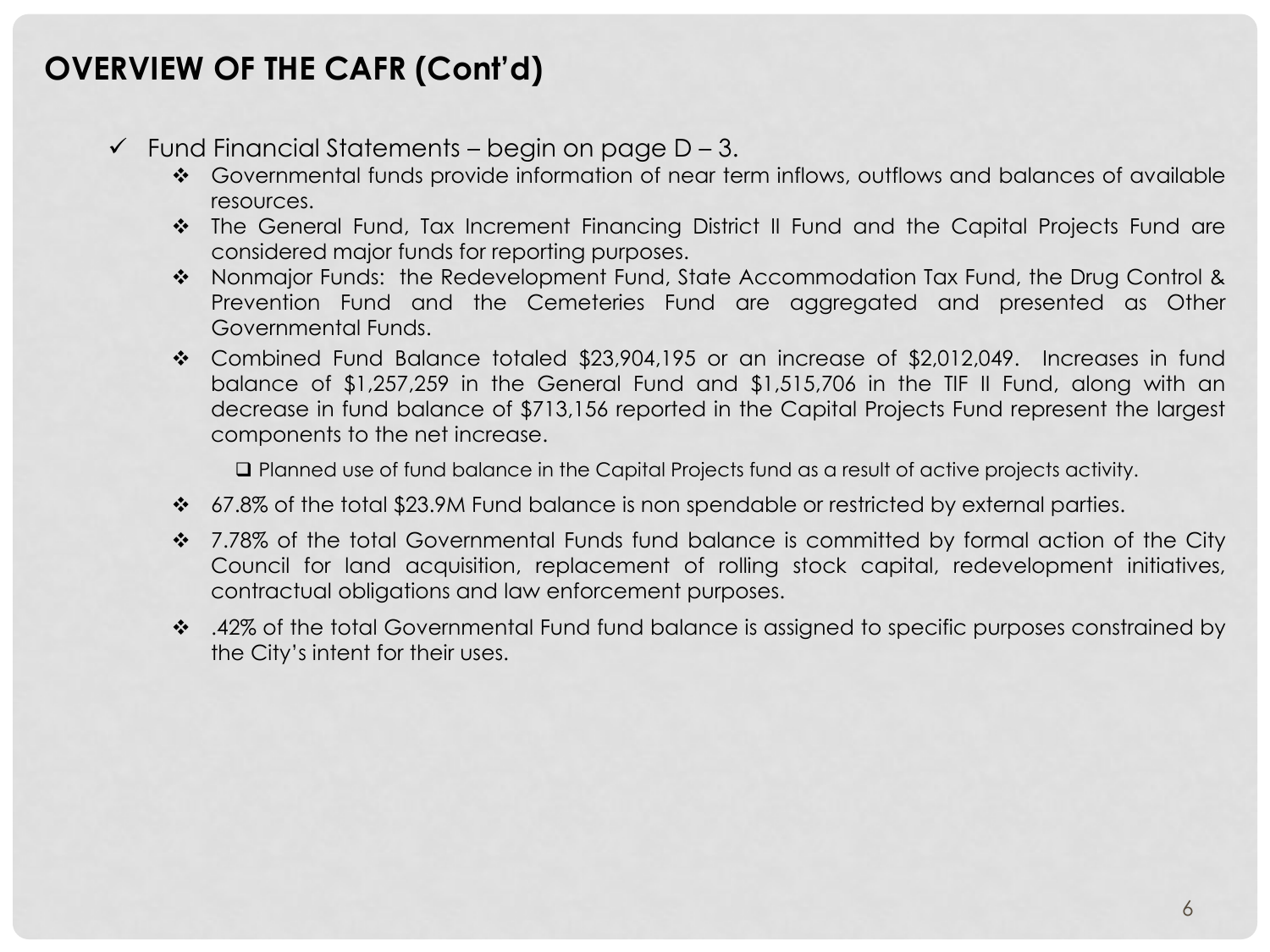# OVERVIEW OF THE CAFR (Cont'd)

- Fund Financial Statements – begin on page D – 3.
  - Governmental funds provide information of near term inflows, outflows and balances of available resources.
  - The General Fund, Tax Increment Financing District II Fund and the Capital Projects Fund are considered major funds for reporting purposes.
  - Nonmajor Funds: the Redevelopment Fund, State Accommodation Tax Fund, the Drug Control & Prevention Fund and the Cemeteries Fund are aggregated and presented as Other Governmental Funds.
  - Combined Fund Balance totaled $23,904,195 or an increase of $2,012,049. Increases in fund balance of $1,257,259 in the General Fund and $1,515,706 in the TIF II Fund, along with an decrease in fund balance of $713,156 reported in the Capital Projects Fund represent the largest components to the net increase.
    - Planned use of fund balance in the Capital Projects fund as a result of active projects activity.
  - 67.8% of the total $23.9M Fund balance is non spendable or restricted by external parties.
  - 7.78% of the total Governmental Funds fund balance is committed by formal action of the City Council for land acquisition, replacement of rolling stock capital, redevelopment initiatives, contractual obligations and law enforcement purposes.
  - .42% of the total Governmental Fund fund balance is assigned to specific purposes constrained by the City's intent for their uses.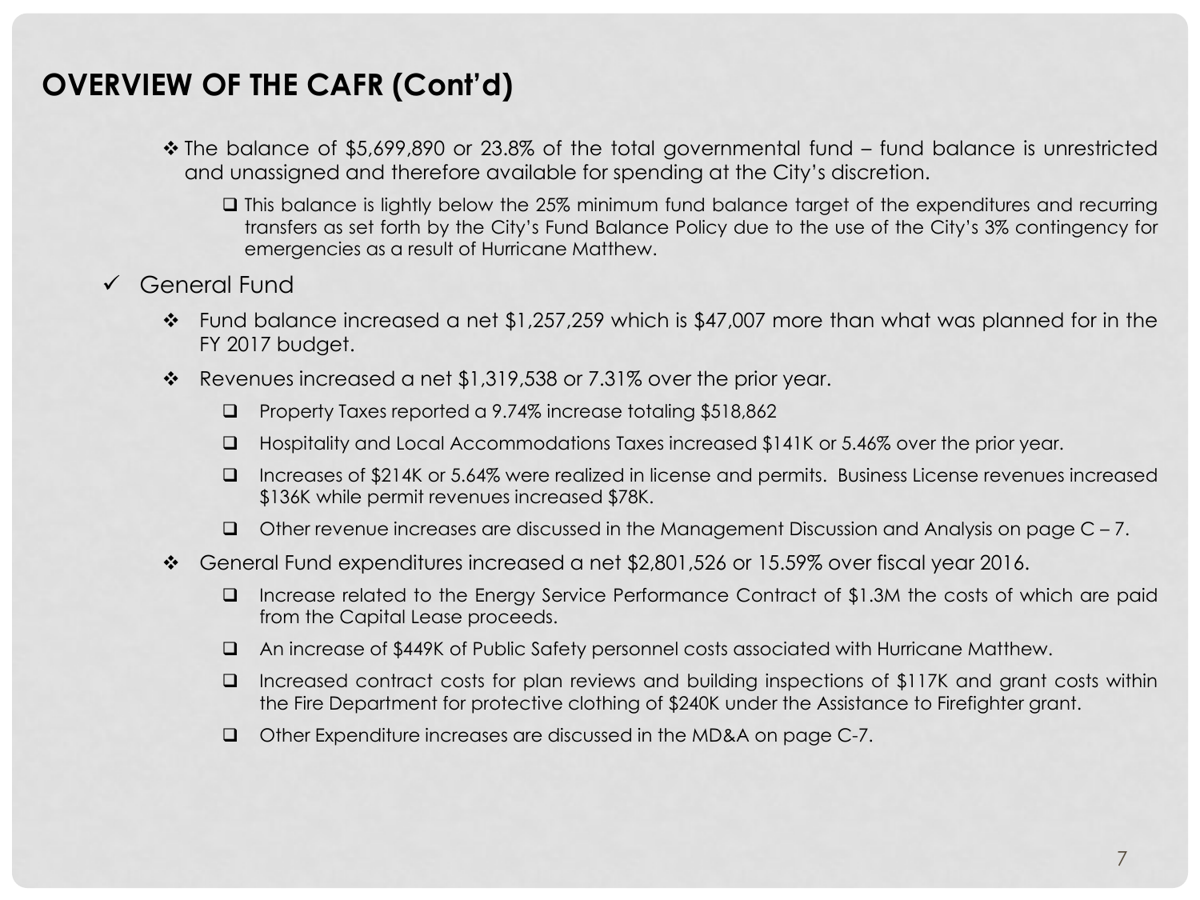## OVERVIEW OF THE CAFR (Cont'd)

- ❖ The balance of $5,699,890 or 23.8% of the total governmental fund – fund balance is unrestricted and unassigned and therefore available for spending at the City's discretion.
  - ❑ This balance is lightly below the 25% minimum fund balance target of the expenditures and recurring transfers as set forth by the City's Fund Balance Policy due to the use of the City's 3% contingency for emergencies as a result of Hurricane Matthew.

- ✓ General Fund
  - ❖ Fund balance increased a net $1,257,259 which is $47,007 more than what was planned for in the FY 2017 budget.
  - ❖ Revenues increased a net $1,319,538 or 7.31% over the prior year.
    - ❑ Property Taxes reported a 9.74% increase totaling $518,862
    - ❑ Hospitality and Local Accommodations Taxes increased $141K or 5.46% over the prior year.
    - ❑ Increases of $214K or 5.64% were realized in license and permits. Business License revenues increased $136K while permit revenues increased $78K.
    - ❑ Other revenue increases are discussed in the Management Discussion and Analysis on page C – 7.
  - ❖ General Fund expenditures increased a net $2,801,526 or 15.59% over fiscal year 2016.
    - ❑ Increase related to the Energy Service Performance Contract of $1.3M the costs of which are paid from the Capital Lease proceeds.
    - ❑ An increase of $449K of Public Safety personnel costs associated with Hurricane Matthew.
    - ❑ Increased contract costs for plan reviews and building inspections of $117K and grant costs within the Fire Department for protective clothing of $240K under the Assistance to Firefighter grant.
    - ❑ Other Expenditure increases are discussed in the MD&A on page C-7.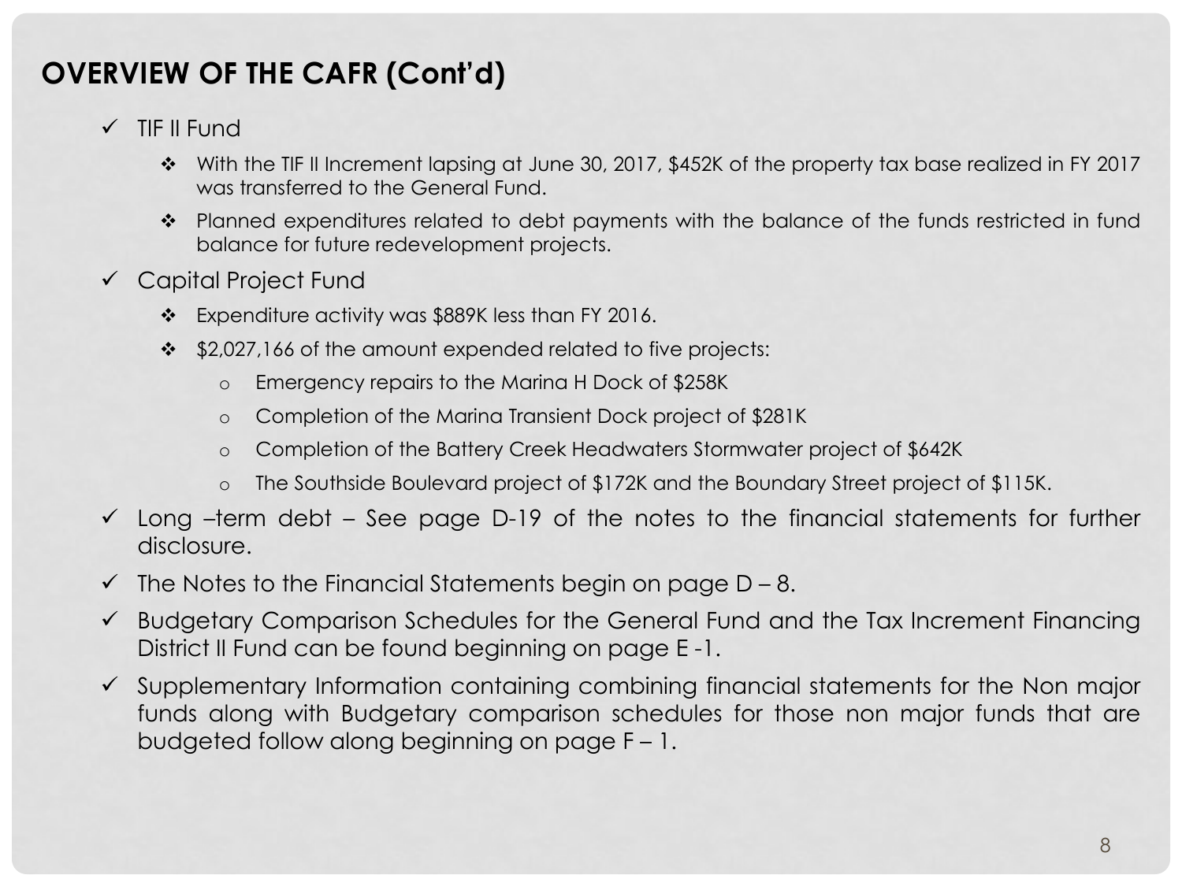## OVERVIEW OF THE CAFR (Cont'd)

- ✓ TIF II Fund
  - ❖ With the TIF II Increment lapsing at June 30, 2017, $452K of the property tax base realized in FY 2017 was transferred to the General Fund.
  - ❖ Planned expenditures related to debt payments with the balance of the funds restricted in fund balance for future redevelopment projects.
- ✓ Capital Project Fund
  - ❖ Expenditure activity was $889K less than FY 2016.
  - ❖ $2,027,166 of the amount expended related to five projects:
    - o Emergency repairs to the Marina H Dock of $258K
    - o Completion of the Marina Transient Dock project of $281K
    - o Completion of the Battery Creek Headwaters Stormwater project of $642K
    - o The Southside Boulevard project of $172K and the Boundary Street project of $115K.
- ✓ Long –term debt – See page D-19 of the notes to the financial statements for further disclosure.
- ✓ The Notes to the Financial Statements begin on page D – 8.
- ✓ Budgetary Comparison Schedules for the General Fund and the Tax Increment Financing District II Fund can be found beginning on page E -1.
- ✓ Supplementary Information containing combining financial statements for the Non major funds along with Budgetary comparison schedules for those non major funds that are budgeted follow along beginning on page F – 1.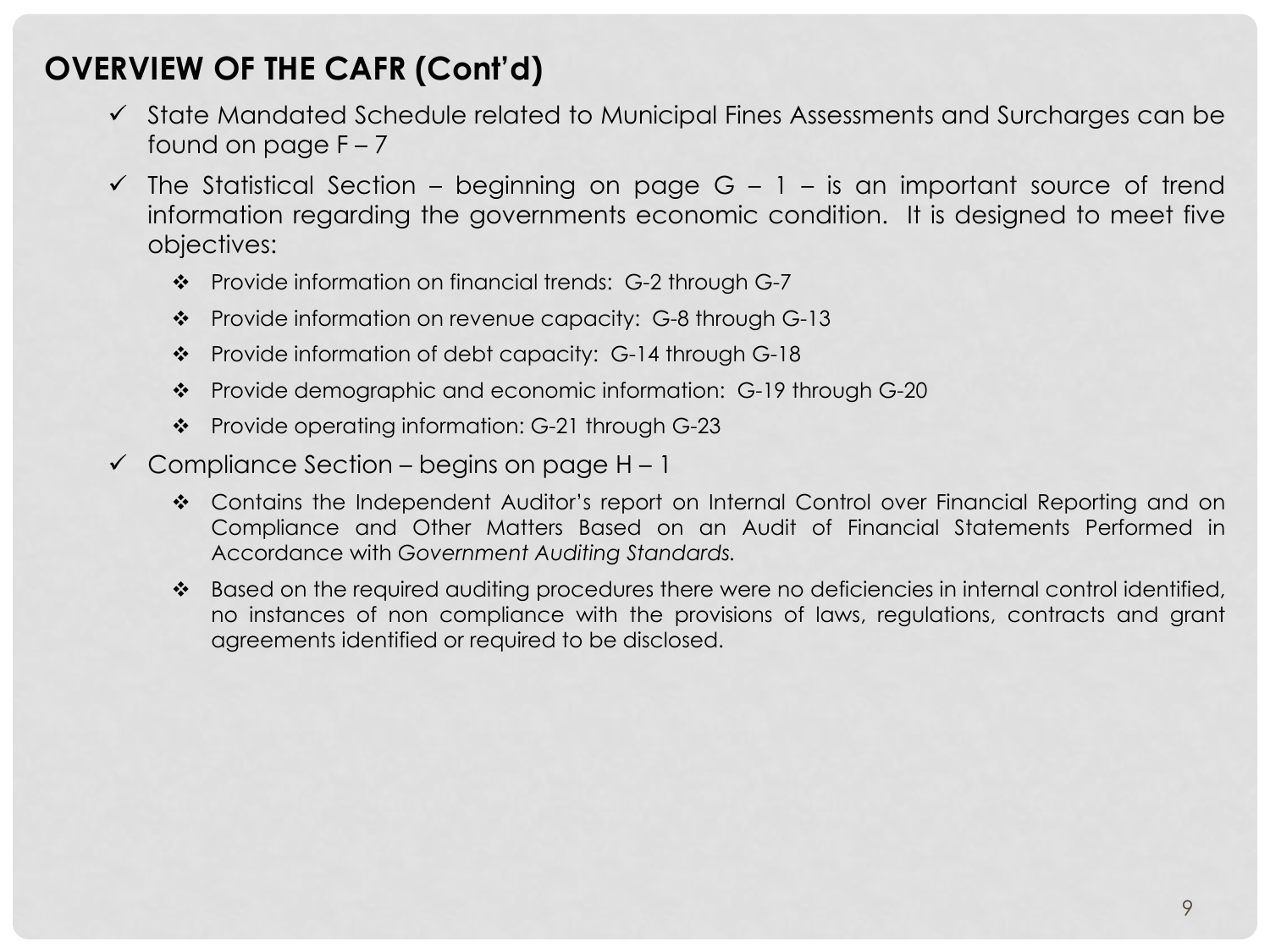## OVERVIEW OF THE CAFR (Cont'd)

- ✓ State Mandated Schedule related to Municipal Fines Assessments and Surcharges can be found on page F – 7
- ✓ The Statistical Section – beginning on page G – 1 – is an important source of trend information regarding the governments economic condition. It is designed to meet five objectives:
  - ❖ Provide information on financial trends: G-2 through G-7
  - ❖ Provide information on revenue capacity: G-8 through G-13
  - ❖ Provide information of debt capacity: G-14 through G-18
  - ❖ Provide demographic and economic information: G-19 through G-20
  - ❖ Provide operating information: G-21 through G-23
- ✓ Compliance Section – begins on page H – 1
  - ❖ Contains the Independent Auditor's report on Internal Control over Financial Reporting and on Compliance and Other Matters Based on an Audit of Financial Statements Performed in Accordance with *Government Auditing Standards.*
  - ❖ Based on the required auditing procedures there were no deficiencies in internal control identified, no instances of non compliance with the provisions of laws, regulations, contracts and grant agreements identified or required to be disclosed.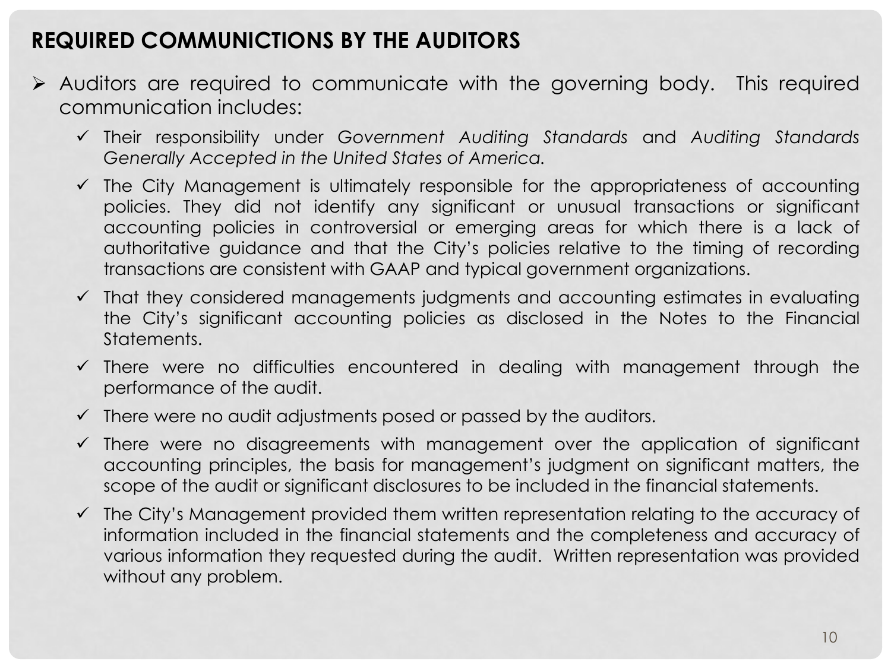## REQUIRED COMMUNICTIONS BY THE AUDITORS

- Auditors are required to communicate with the governing body. This required communication includes:
  - Their responsibility under *Government Auditing Standards* and *Auditing Standards Generally Accepted in the United States of America.*
  - The City Management is ultimately responsible for the appropriateness of accounting policies. They did not identify any significant or unusual transactions or significant accounting policies in controversial or emerging areas for which there is a lack of authoritative guidance and that the City's policies relative to the timing of recording transactions are consistent with GAAP and typical government organizations.
  - That they considered managements judgments and accounting estimates in evaluating the City's significant accounting policies as disclosed in the Notes to the Financial Statements.
  - There were no difficulties encountered in dealing with management through the performance of the audit.
  - There were no audit adjustments posed or passed by the auditors.
  - There were no disagreements with management over the application of significant accounting principles, the basis for management's judgment on significant matters, the scope of the audit or significant disclosures to be included in the financial statements.
  - The City's Management provided them written representation relating to the accuracy of information included in the financial statements and the completeness and accuracy of various information they requested during the audit. Written representation was provided without any problem.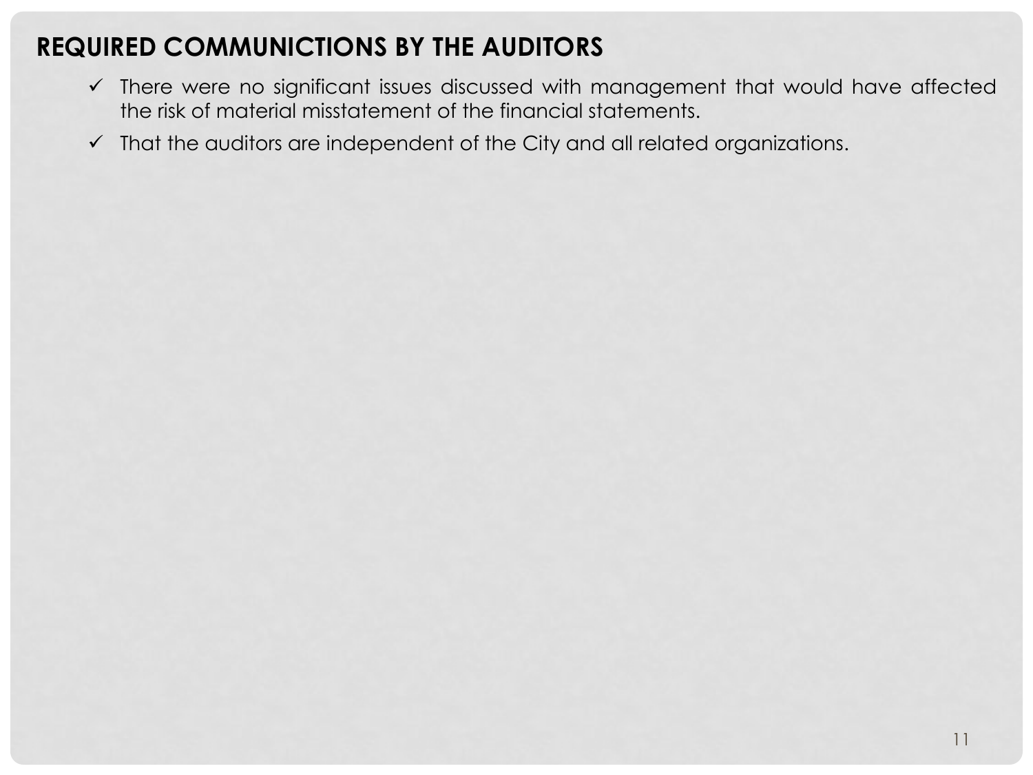## REQUIRED COMMUNICTIONS BY THE AUDITORS

- ✓ There were no significant issues discussed with management that would have affected the risk of material misstatement of the financial statements.
- ✓ That the auditors are independent of the City and all related organizations.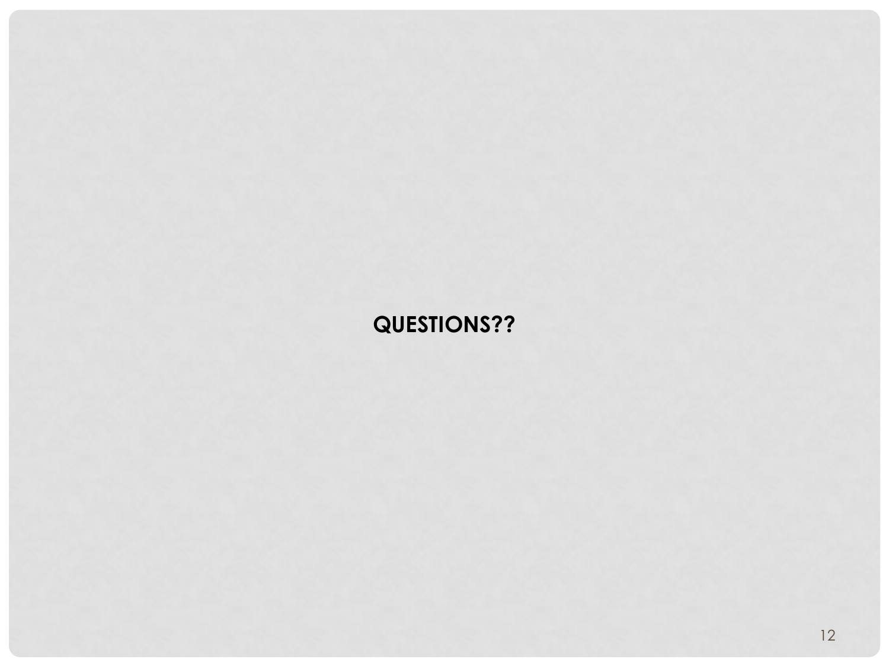**QUESTIONS??**